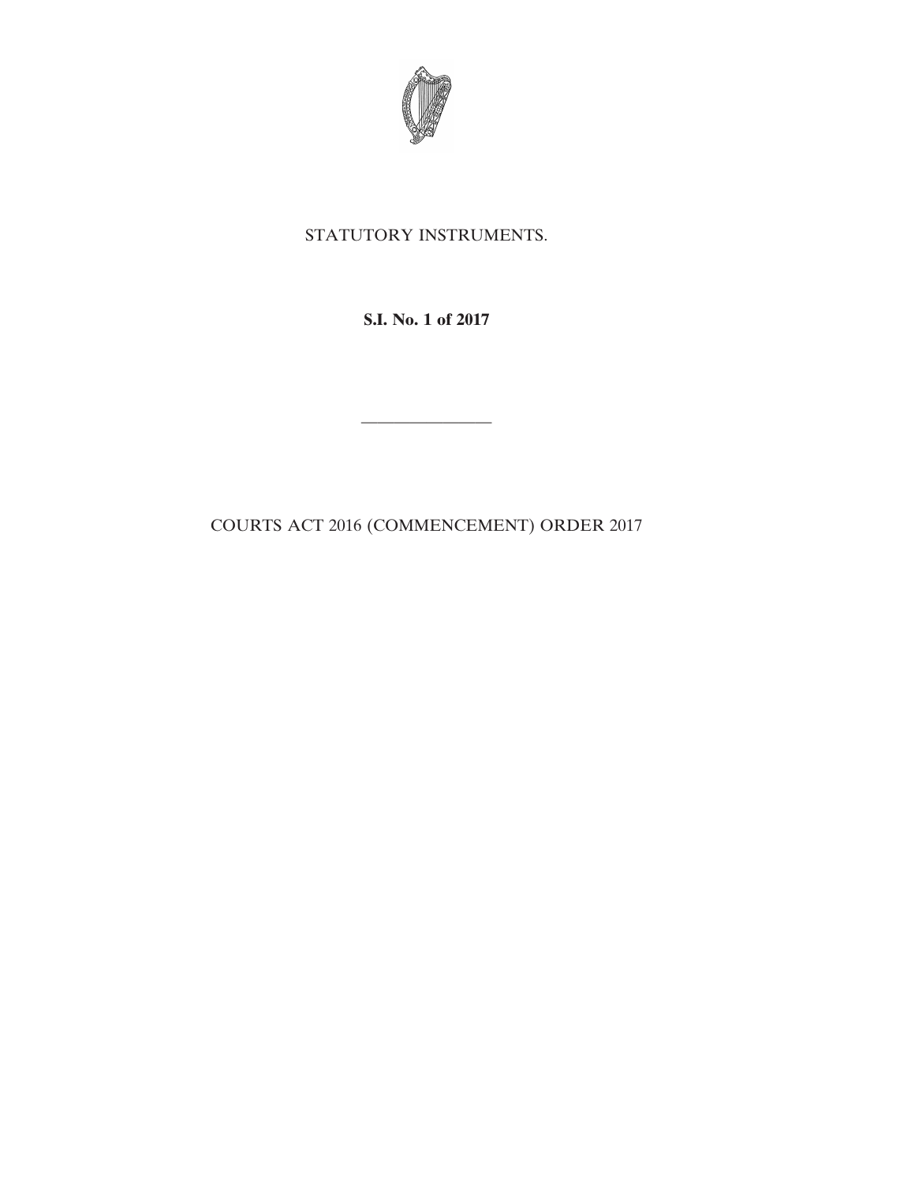STATUTORY INSTRUMENTS.

**S.I. No. 1 of 2017**

---

COURTS ACT 2016 (COMMENCEMENT) ORDER 2017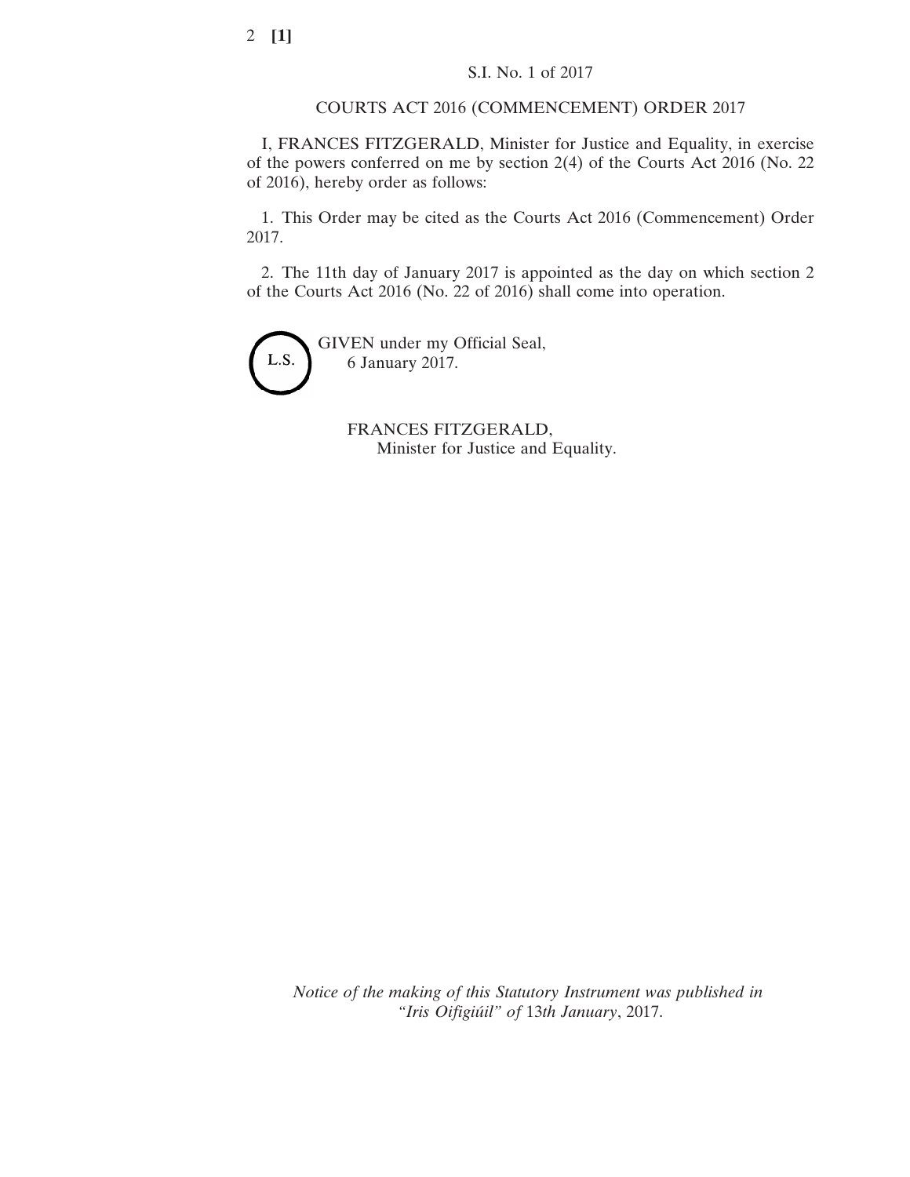S.I. No. 1 of 2017

COURTS ACT 2016 (COMMENCEMENT) ORDER 2017

I, FRANCES FITZGERALD, Minister for Justice and Equality, in exercise of the powers conferred on me by section 2(4) of the Courts Act 2016 (No. 22 of 2016), hereby order as follows:

1. This Order may be cited as the Courts Act 2016 (Commencement) Order 2017.

2. The 11th day of January 2017 is appointed as the day on which section 2 of the Courts Act 2016 (No. 22 of 2016) shall come into operation.

L.S.

GIVEN under my Official Seal,
6 January 2017.

FRANCES FITZGERALD,
Minister for Justice and Equality.

*Notice of the making of this Statutory Instrument was published in "Iris Oifigiúil" of* 13*th January*, 2017.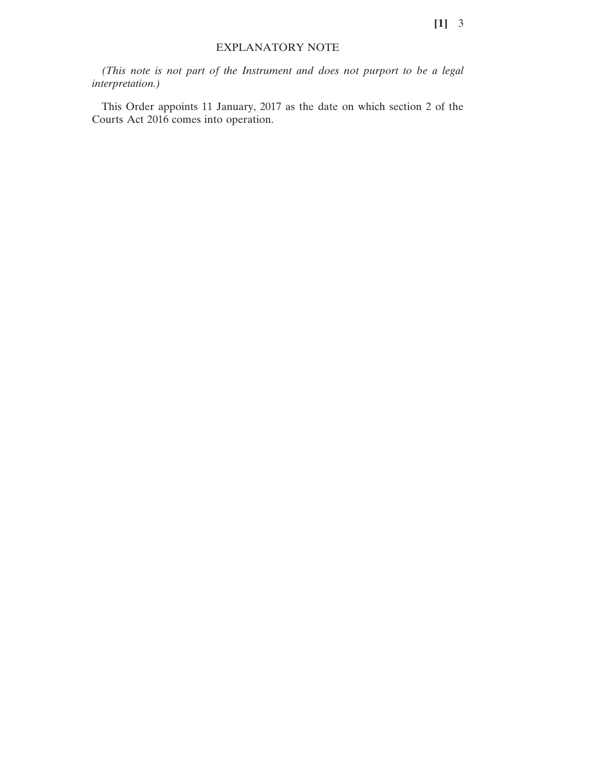## EXPLANATORY NOTE

*(This note is not part of the Instrument and does not purport to be a legal interpretation.)*

This Order appoints 11 January, 2017 as the date on which section 2 of the Courts Act 2016 comes into operation.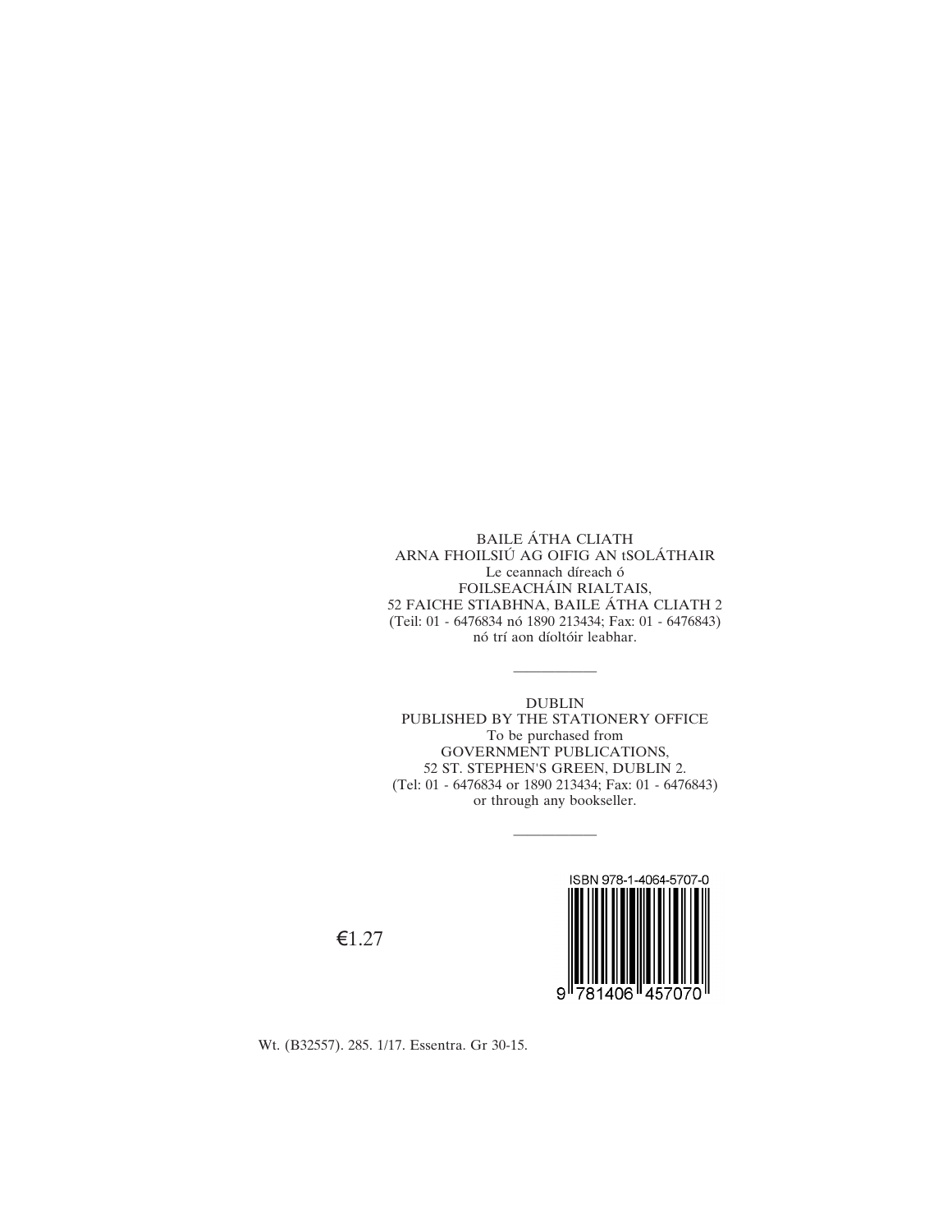BAILE ÁTHA CLIATH
ARNA FHOILSIÚ AG OIFIG AN tSOLÁTHAIR
Le ceannach díreach ó
FOILSEACHÁIN RIALTAIS,
52 FAICHE STIABHNA, BAILE ÁTHA CLIATH 2
(Teil: 01 - 6476834 nó 1890 213434; Fax: 01 - 6476843)
nó trí aon díoltóir leabhar.

---

DUBLIN
PUBLISHED BY THE STATIONERY OFFICE
To be purchased from
GOVERNMENT PUBLICATIONS,
52 ST. STEPHEN'S GREEN, DUBLIN 2.
(Tel: 01 - 6476834 or 1890 213434; Fax: 01 - 6476843)
or through any bookseller.

---

€1.27

ISBN 978-1-4064-5707-0

9 781406 457070

Wt. (B32557). 285. 1/17. Essentra. Gr 30-15.